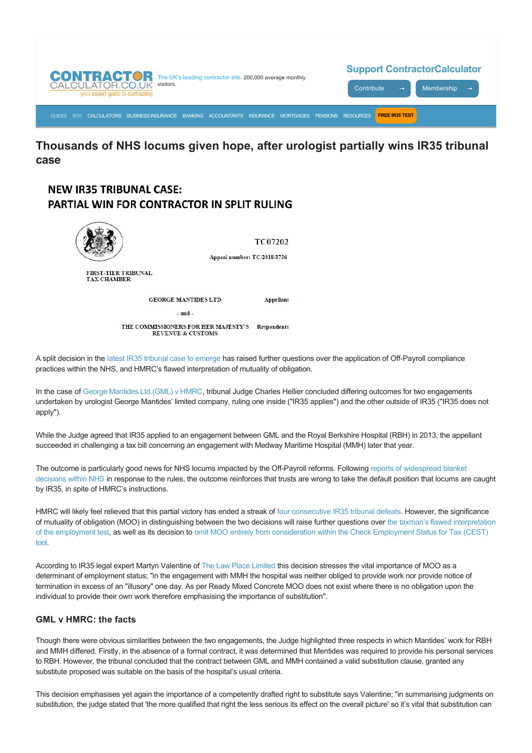# Thousands of NHS locums given hope, after urologist partially wins IR35 tribunal case

## NEW IR35 TRIBUNAL CASE: PARTIAL WIN FOR CONTRACTOR IN SPLIT RULING

TC07202

Appeal number: TC/2018/3736

FIRST-TIER TRIBUNAL
TAX CHAMBER

GEORGE MANTIDES LTD — Appellant

- and -

THE COMMISSIONERS FOR HER MAJESTY'S REVENUE & CUSTOMS — Respondents

A split decision in the latest IR35 tribunal case to emerge has raised further questions over the application of Off-Payroll compliance practices within the NHS, and HMRC's flawed interpretation of mutuality of obligation.

In the case of George Mantides Ltd (GML) v HMRC, tribunal Judge Charles Hellier concluded differing outcomes for two engagements undertaken by urologist George Mantides' limited company, ruling one inside ("IR35 applies") and the other outside of IR35 ("IR35 does not apply").

While the Judge agreed that IR35 applied to an engagement between GML and the Royal Berkshire Hospital (RBH) in 2013, the appellant succeeded in challenging a tax bill concerning an engagement with Medway Maritime Hospital (MMH) later that year.

The outcome is particularly good news for NHS locums impacted by the Off-Payroll reforms. Following reports of widespread blanket decisions within NHS in response to the rules, the outcome reinforces that trusts are wrong to take the default position that locums are caught by IR35, in spite of HMRC's instructions.

HMRC will likely feel relieved that this partial victory has ended a streak of four consecutive IR35 tribunal defeats. However, the significance of mutuality of obligation (MOO) in distinguishing between the two decisions will raise further questions over the taxman's flawed interpretation of the employment test, as well as its decision to omit MOO entirely from consideration within the Check Employment Status for Tax (CEST) tool.

According to IR35 legal expert Martyn Valentine of The Law Place Limited this decision stresses the vital importance of MOO as a determinant of employment status; "in the engagement with MMH the hospital was neither obliged to provide work nor provide notice of termination in excess of an "illusory" one day. As per Ready Mixed Concrete MOO does not exist where there is no obligation upon the individual to provide their own work therefore emphasising the importance of substitution".

### GML v HMRC: the facts

Though there were obvious similarities between the two engagements, the Judge highlighted three respects in which Mantides' work for RBH and MMH differed. Firstly, in the absence of a formal contract, it was determined that Mentides was required to provide his personal services to RBH. However, the tribunal concluded that the contract between GML and MMH contained a valid substitution clause, granted any substitute proposed was suitable on the basis of the hospital's usual criteria.

This decision emphasises yet again the importance of a competently drafted right to substitute says Valentine; "in summarising judgments on substitution, the judge stated that 'the more qualified that right the less serious its effect on the overall picture' so it's vital that substitution can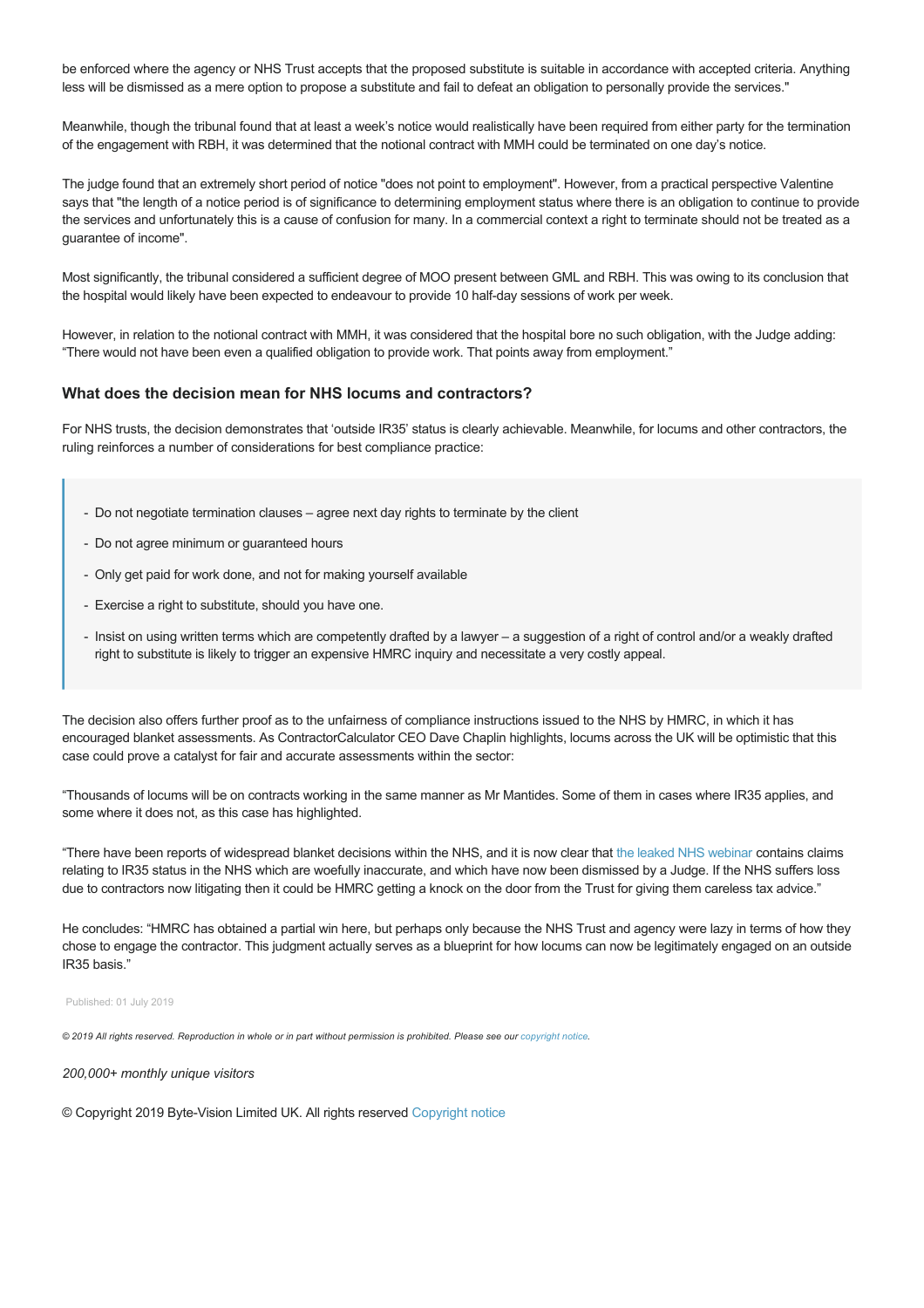be enforced where the agency or NHS Trust accepts that the proposed substitute is suitable in accordance with accepted criteria. Anything less will be dismissed as a mere option to propose a substitute and fail to defeat an obligation to personally provide the services."

Meanwhile, though the tribunal found that at least a week's notice would realistically have been required from either party for the termination of the engagement with RBH, it was determined that the notional contract with MMH could be terminated on one day's notice.

The judge found that an extremely short period of notice "does not point to employment". However, from a practical perspective Valentine says that "the length of a notice period is of significance to determining employment status where there is an obligation to continue to provide the services and unfortunately this is a cause of confusion for many. In a commercial context a right to terminate should not be treated as a guarantee of income".

Most significantly, the tribunal considered a sufficient degree of MOO present between GML and RBH. This was owing to its conclusion that the hospital would likely have been expected to endeavour to provide 10 half-day sessions of work per week.

However, in relation to the notional contract with MMH, it was considered that the hospital bore no such obligation, with the Judge adding: "There would not have been even a qualified obligation to provide work. That points away from employment."

### What does the decision mean for NHS locums and contractors?

For NHS trusts, the decision demonstrates that 'outside IR35' status is clearly achievable. Meanwhile, for locums and other contractors, the ruling reinforces a number of considerations for best compliance practice:

> - Do not negotiate termination clauses – agree next day rights to terminate by the client
> - Do not agree minimum or guaranteed hours
> - Only get paid for work done, and not for making yourself available
> - Exercise a right to substitute, should you have one.
> - Insist on using written terms which are competently drafted by a lawyer – a suggestion of a right of control and/or a weakly drafted right to substitute is likely to trigger an expensive HMRC inquiry and necessitate a very costly appeal.

The decision also offers further proof as to the unfairness of compliance instructions issued to the NHS by HMRC, in which it has encouraged blanket assessments. As ContractorCalculator CEO Dave Chaplin highlights, locums across the UK will be optimistic that this case could prove a catalyst for fair and accurate assessments within the sector:

"Thousands of locums will be on contracts working in the same manner as Mr Mantides. Some of them in cases where IR35 applies, and some where it does not, as this case has highlighted.

"There have been reports of widespread blanket decisions within the NHS, and it is now clear that the leaked NHS webinar contains claims relating to IR35 status in the NHS which are woefully inaccurate, and which have now been dismissed by a Judge. If the NHS suffers loss due to contractors now litigating then it could be HMRC getting a knock on the door from the Trust for giving them careless tax advice."

He concludes: "HMRC has obtained a partial win here, but perhaps only because the NHS Trust and agency were lazy in terms of how they chose to engage the contractor. This judgment actually serves as a blueprint for how locums can now be legitimately engaged on an outside IR35 basis."

Published: 01 July 2019

*© 2019 All rights reserved. Reproduction in whole or in part without permission is prohibited. Please see our copyright notice.*

*200,000+ monthly unique visitors*

© Copyright 2019 Byte-Vision Limited UK. All rights reserved Copyright notice